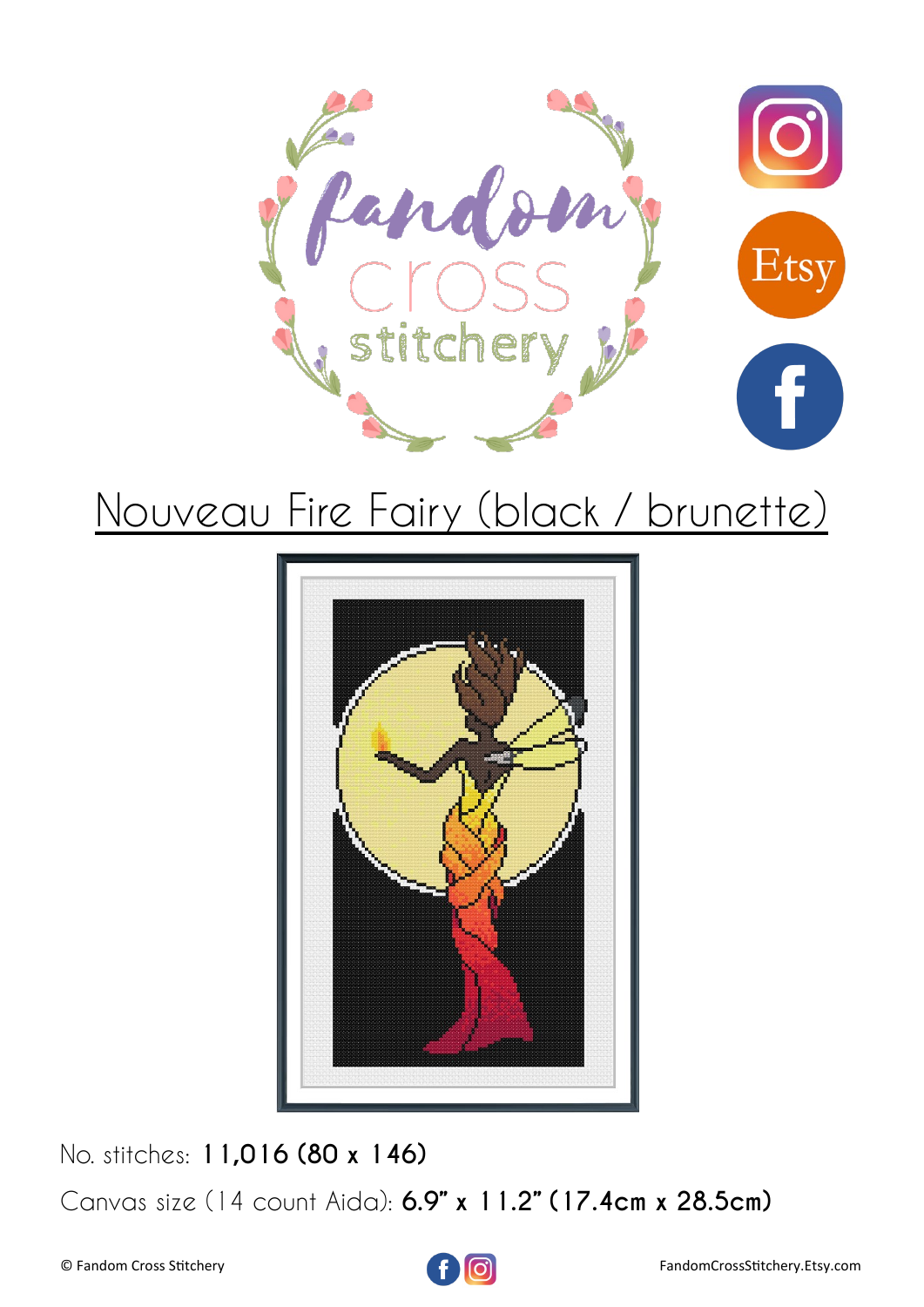# Nouveau Fire Fairy (black / brunette)

No. stitches: **11,016 (80 x 146)**

Canvas size (14 count Aida): **6.9" x 11.2" (17.4cm x 28.5cm)**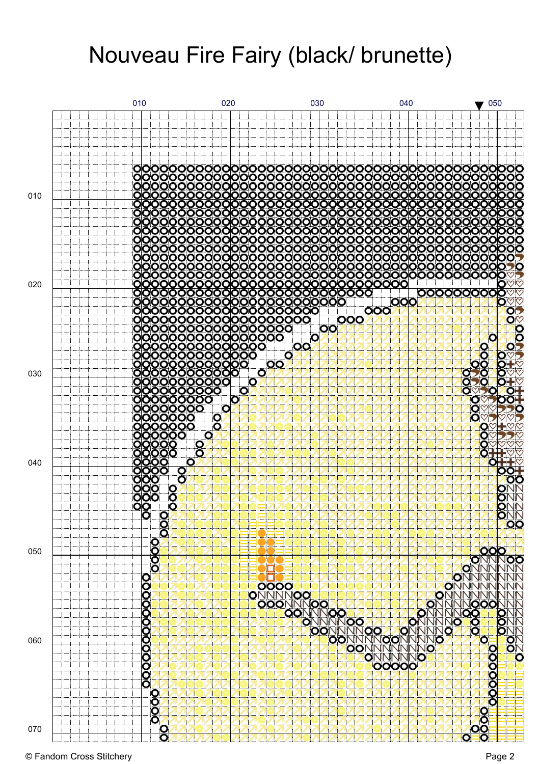# Nouveau Fire Fairy (black/ brunette)

© Fandom Cross Stitchery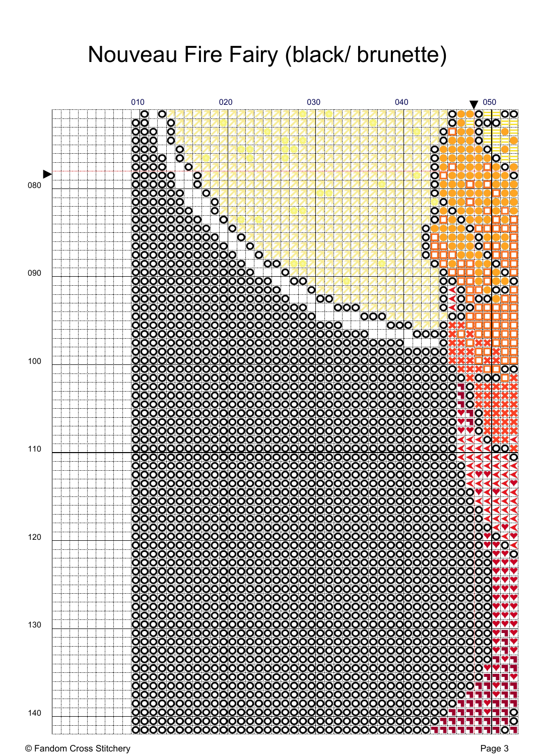# Nouveau Fire Fairy (black/ brunette)

© Fandom Cross Stitchery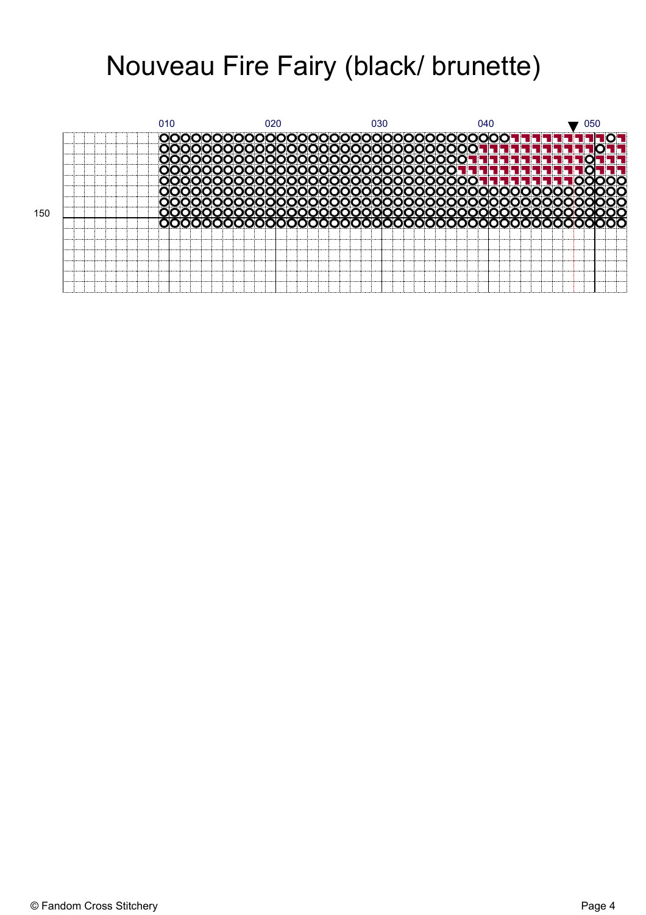# Nouveau Fire Fairy (black/ brunette)

010 020 030 040 050

150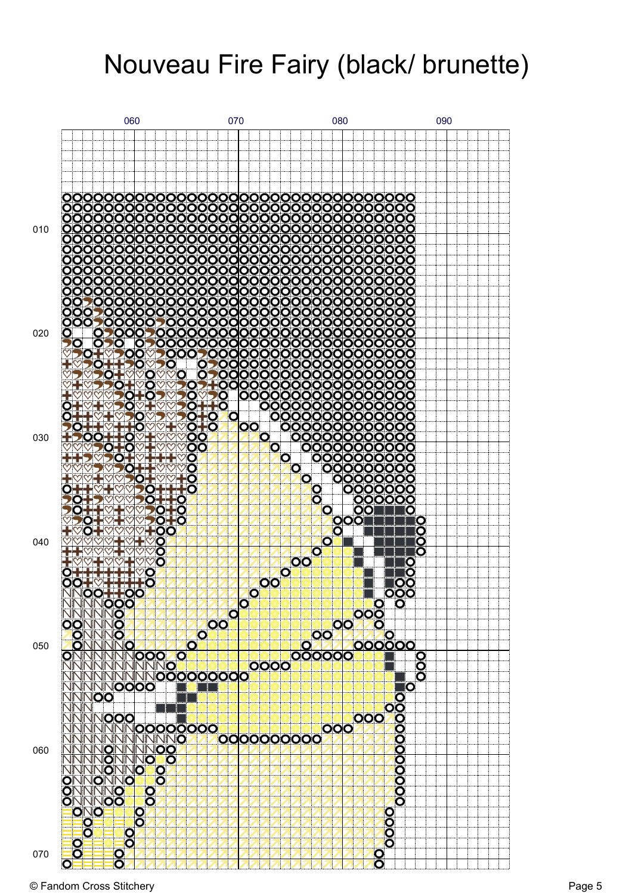# Nouveau Fire Fairy (black/ brunette)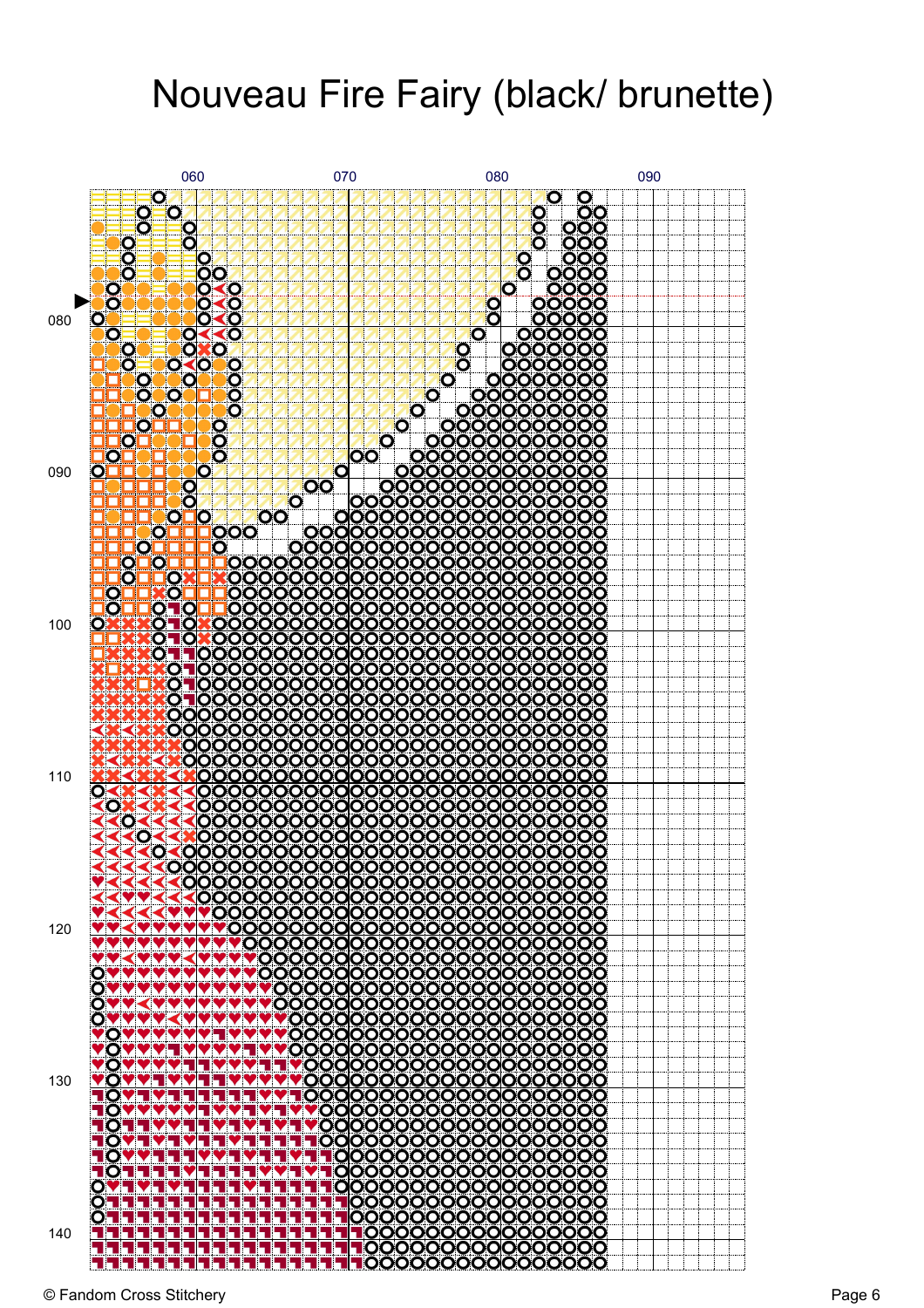# Nouveau Fire Fairy (black/ brunette)

060 070 080 090

080

090

100

110

120

130

140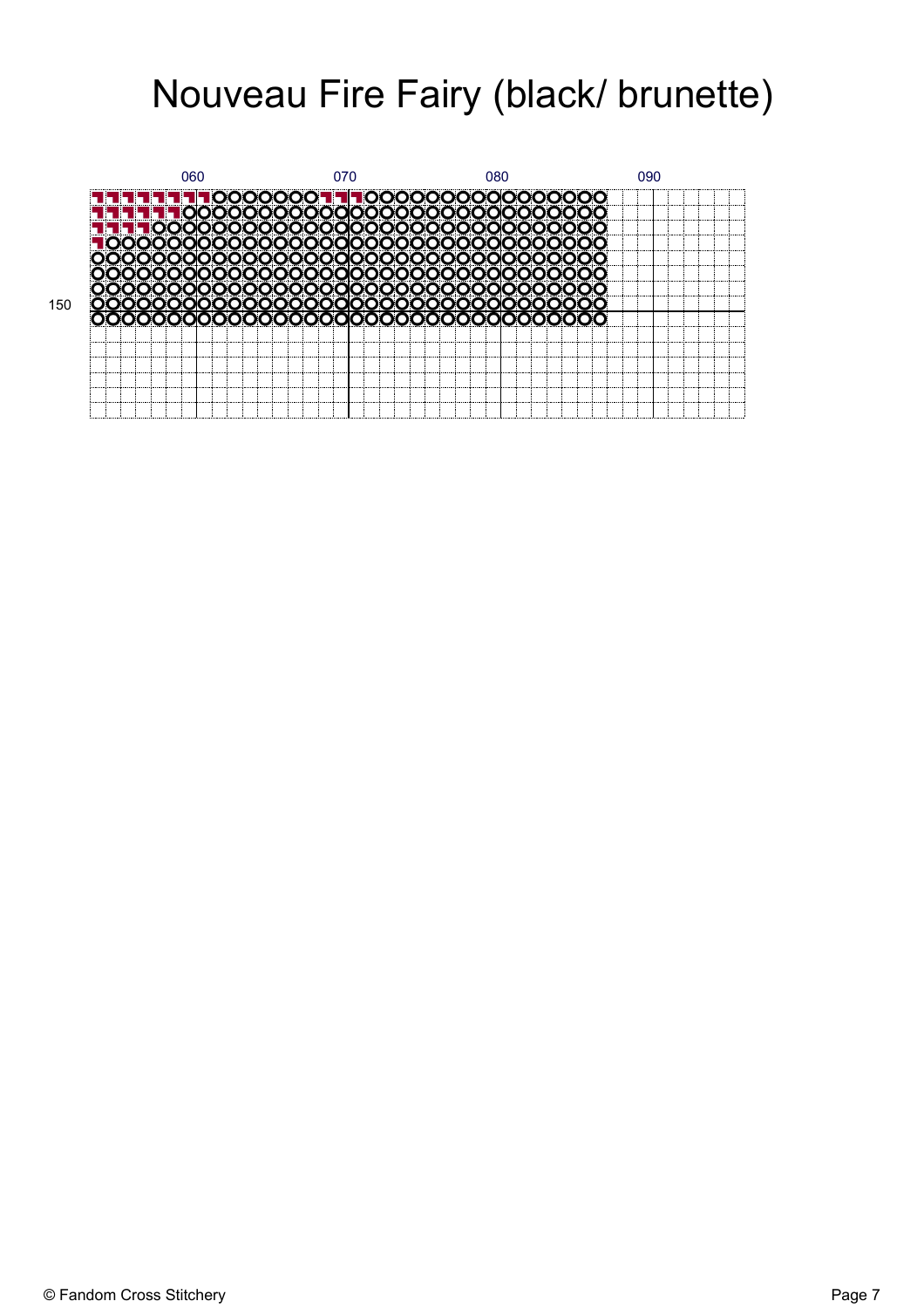# Nouveau Fire Fairy (black/ brunette)

060 070 080 090

150

© Fandom Cross Stitchery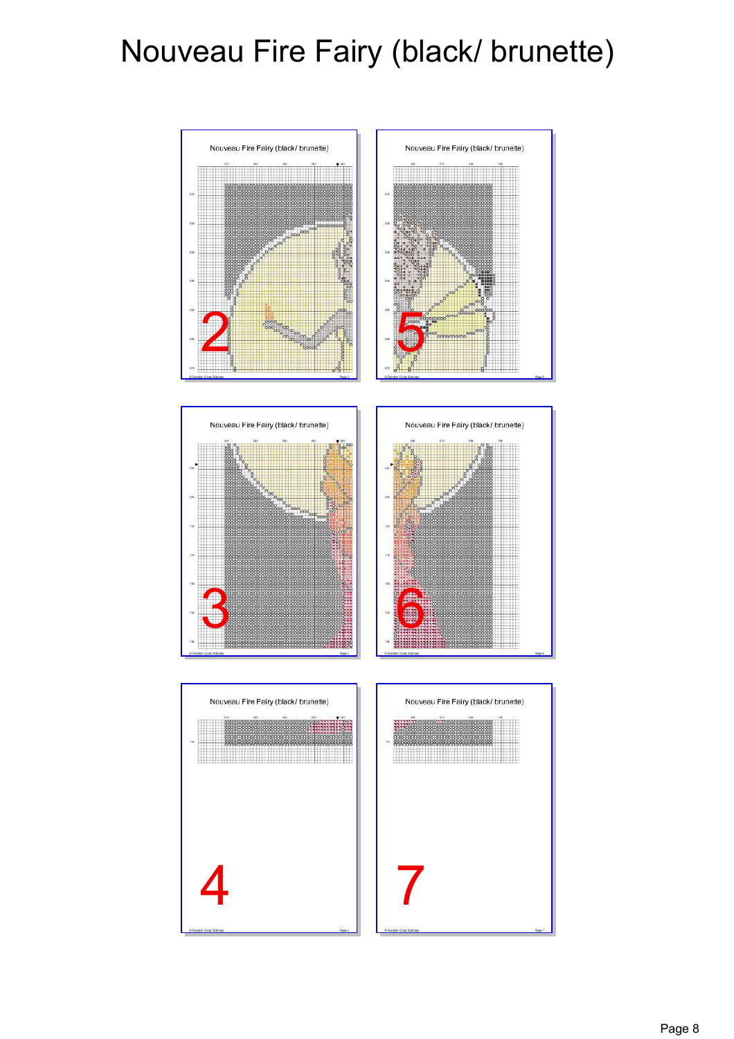# Nouveau Fire Fairy (black/ brunette)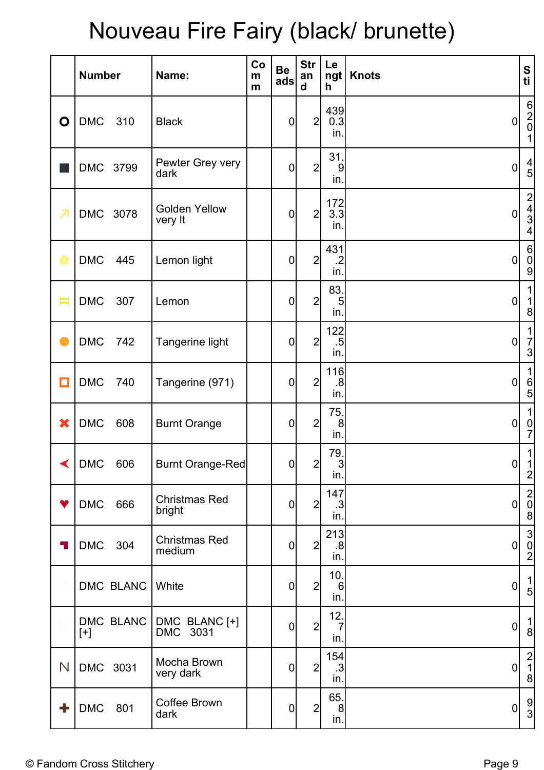# Nouveau Fire Fairy (black/ brunette)

| | Number | Name: | Comm | Beads | Strand | Length | Knots | Sti |
|---|---|---|---|---|---|---|---|---|
| | DMC 310 | Black | | 0 | 2 | 4390.3 in. | 0 | 6201 |
| | DMC 3799 | Pewter Grey very dark | | 0 | 2 | 31.9 in. | 0 | 45 |
| | DMC 3078 | Golden Yellow very lt | | 0 | 2 | 1723.3 in. | 0 | 2434 |
| | DMC 445 | Lemon light | | 0 | 2 | 431.2 in. | 0 | 609 |
| | DMC 307 | Lemon | | 0 | 2 | 83.5 in. | 0 | 118 |
| | DMC 742 | Tangerine light | | 0 | 2 | 122.5 in. | 0 | 173 |
| | DMC 740 | Tangerine (971) | | 0 | 2 | 116.8 in. | 0 | 165 |
| | DMC 608 | Burnt Orange | | 0 | 2 | 75.8 in. | 0 | 107 |
| | DMC 606 | Burnt Orange-Red | | 0 | 2 | 79.3 in. | 0 | 112 |
| | DMC 666 | Christmas Red bright | | 0 | 2 | 147.3 in. | 0 | 208 |
| | DMC 304 | Christmas Red medium | | 0 | 2 | 213.8 in. | 0 | 302 |
| | DMC BLANC | White | | 0 | 2 | 10.6 in. | 0 | 15 |
| | DMC BLANC [+] | DMC BLANC [+] DMC 3031 | | 0 | 2 | 12.7 in. | 0 | 18 |
| | DMC 3031 | Mocha Brown very dark | | 0 | 2 | 154.3 in. | 0 | 218 |
| | DMC 801 | Coffee Brown dark | | 0 | 2 | 65.8 in. | 0 | 93 |

© Fandom Cross Stitchery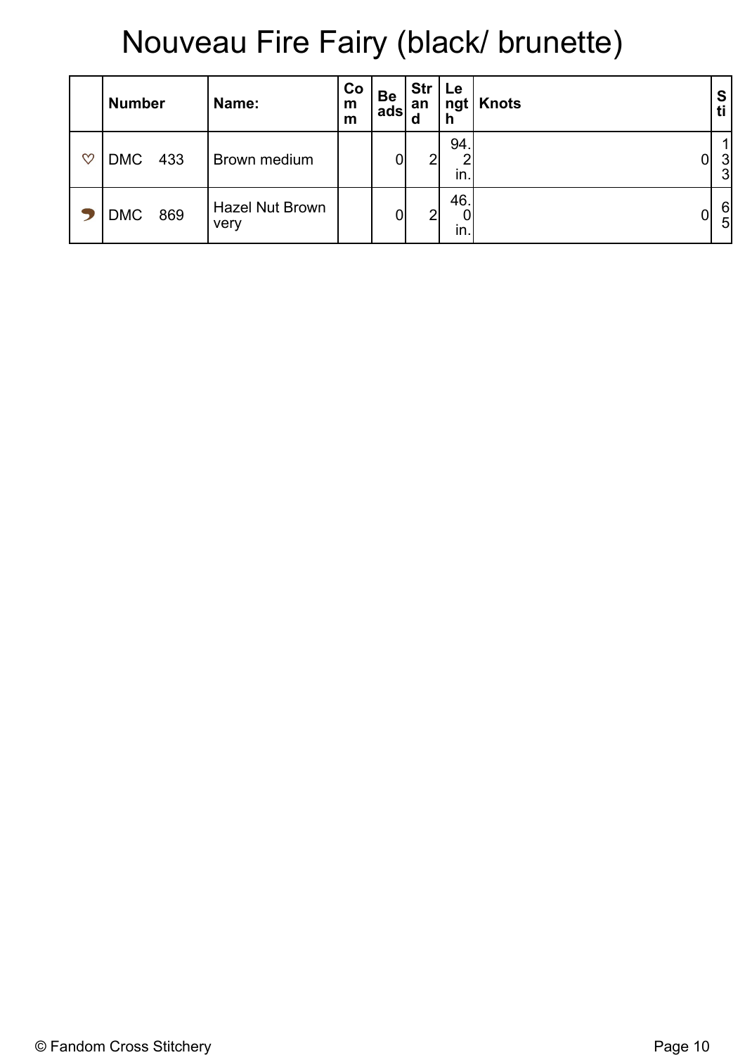# Nouveau Fire Fairy (black/ brunette)

| | Number | Name: | Comm | Beads | Strand | Length | Knots | Sti |
|---|---|---|---|---|---|---|---|---|
| ♡ | DMC 433 | Brown medium | | 0 | 2 | 94.2 in. | 0 | 133 |
| ❥ | DMC 869 | Hazel Nut Brown very | | 0 | 2 | 46.0 in. | 0 | 65 |

© Fandom Cross Stitchery